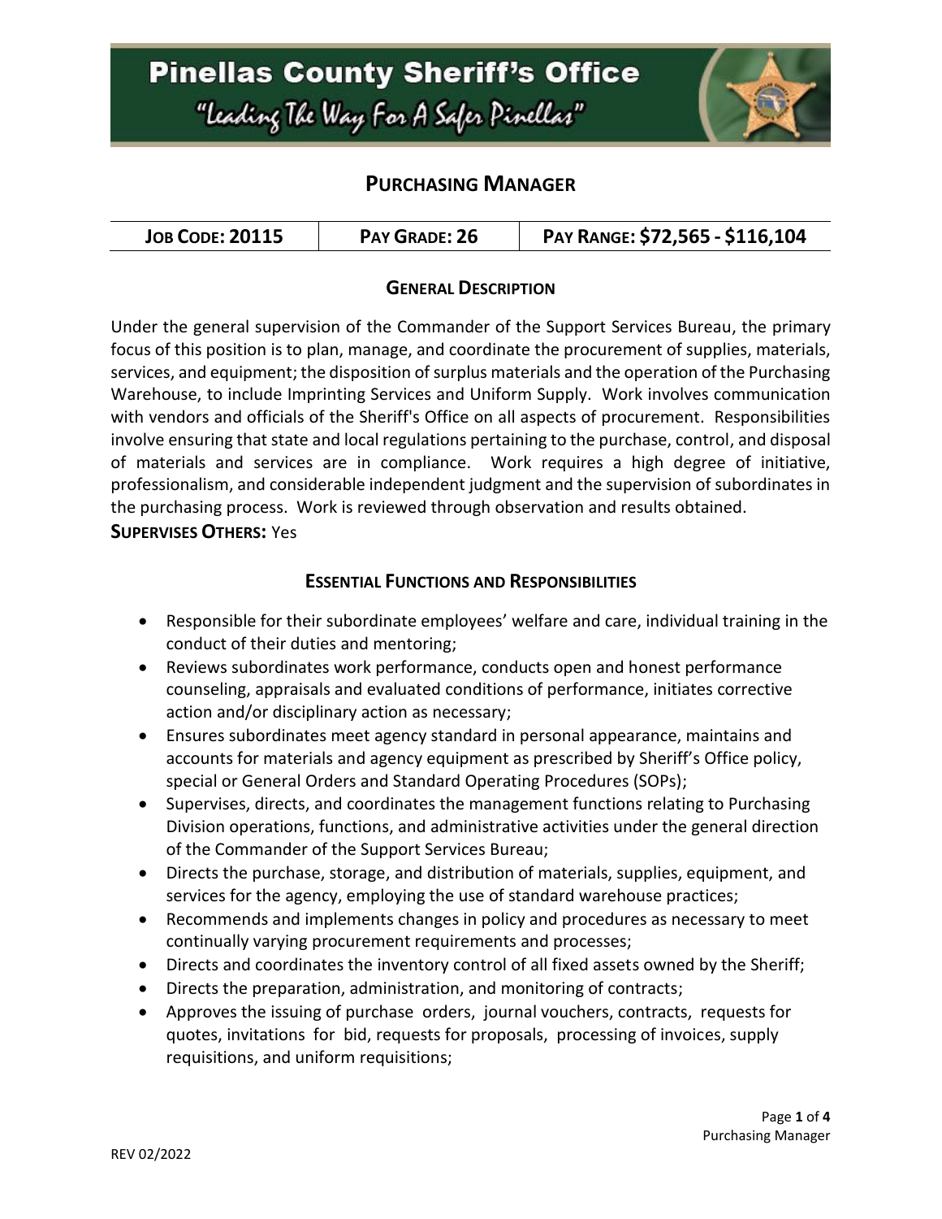# Pinellas County Sheriff's Office

"Leading The Way For A Safer Pinellas"

## PURCHASING MANAGER

| JOB CODE: 20115 | PAY GRADE: 26 | PAY RANGE: $72,565 - $116,104 |
|---|---|---|

### GENERAL DESCRIPTION

Under the general supervision of the Commander of the Support Services Bureau, the primary focus of this position is to plan, manage, and coordinate the procurement of supplies, materials, services, and equipment; the disposition of surplus materials and the operation of the Purchasing Warehouse, to include Imprinting Services and Uniform Supply. Work involves communication with vendors and officials of the Sheriff's Office on all aspects of procurement. Responsibilities involve ensuring that state and local regulations pertaining to the purchase, control, and disposal of materials and services are in compliance. Work requires a high degree of initiative, professionalism, and considerable independent judgment and the supervision of subordinates in the purchasing process. Work is reviewed through observation and results obtained.

**SUPERVISES OTHERS:** Yes

### ESSENTIAL FUNCTIONS AND RESPONSIBILITIES

- Responsible for their subordinate employees' welfare and care, individual training in the conduct of their duties and mentoring;
- Reviews subordinates work performance, conducts open and honest performance counseling, appraisals and evaluated conditions of performance, initiates corrective action and/or disciplinary action as necessary;
- Ensures subordinates meet agency standard in personal appearance, maintains and accounts for materials and agency equipment as prescribed by Sheriff's Office policy, special or General Orders and Standard Operating Procedures (SOPs);
- Supervises, directs, and coordinates the management functions relating to Purchasing Division operations, functions, and administrative activities under the general direction of the Commander of the Support Services Bureau;
- Directs the purchase, storage, and distribution of materials, supplies, equipment, and services for the agency, employing the use of standard warehouse practices;
- Recommends and implements changes in policy and procedures as necessary to meet continually varying procurement requirements and processes;
- Directs and coordinates the inventory control of all fixed assets owned by the Sheriff;
- Directs the preparation, administration, and monitoring of contracts;
- Approves the issuing of purchase orders, journal vouchers, contracts, requests for quotes, invitations for bid, requests for proposals, processing of invoices, supply requisitions, and uniform requisitions;

REV 02/2022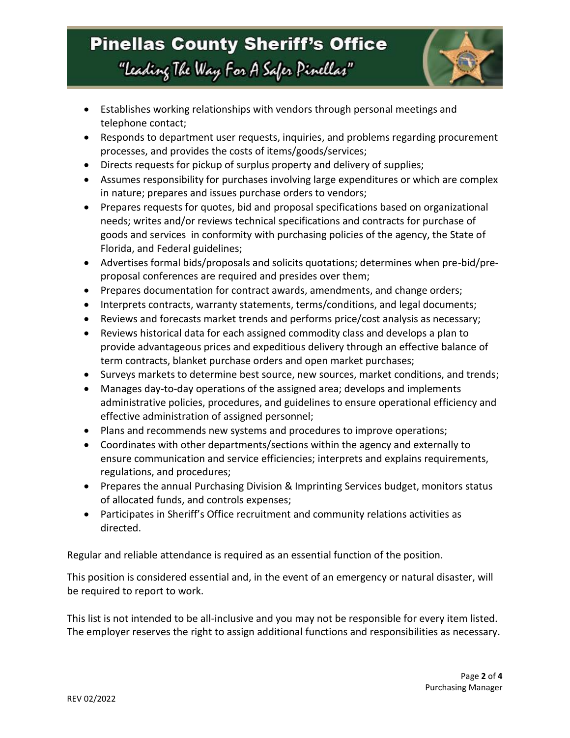- Establishes working relationships with vendors through personal meetings and telephone contact;
- Responds to department user requests, inquiries, and problems regarding procurement processes, and provides the costs of items/goods/services;
- Directs requests for pickup of surplus property and delivery of supplies;
- Assumes responsibility for purchases involving large expenditures or which are complex in nature; prepares and issues purchase orders to vendors;
- Prepares requests for quotes, bid and proposal specifications based on organizational needs; writes and/or reviews technical specifications and contracts for purchase of goods and services in conformity with purchasing policies of the agency, the State of Florida, and Federal guidelines;
- Advertises formal bids/proposals and solicits quotations; determines when pre-bid/pre-proposal conferences are required and presides over them;
- Prepares documentation for contract awards, amendments, and change orders;
- Interprets contracts, warranty statements, terms/conditions, and legal documents;
- Reviews and forecasts market trends and performs price/cost analysis as necessary;
- Reviews historical data for each assigned commodity class and develops a plan to provide advantageous prices and expeditious delivery through an effective balance of term contracts, blanket purchase orders and open market purchases;
- Surveys markets to determine best source, new sources, market conditions, and trends;
- Manages day-to-day operations of the assigned area; develops and implements administrative policies, procedures, and guidelines to ensure operational efficiency and effective administration of assigned personnel;
- Plans and recommends new systems and procedures to improve operations;
- Coordinates with other departments/sections within the agency and externally to ensure communication and service efficiencies; interprets and explains requirements, regulations, and procedures;
- Prepares the annual Purchasing Division & Imprinting Services budget, monitors status of allocated funds, and controls expenses;
- Participates in Sheriff's Office recruitment and community relations activities as directed.

Regular and reliable attendance is required as an essential function of the position.

This position is considered essential and, in the event of an emergency or natural disaster, will be required to report to work.

This list is not intended to be all-inclusive and you may not be responsible for every item listed. The employer reserves the right to assign additional functions and responsibilities as necessary.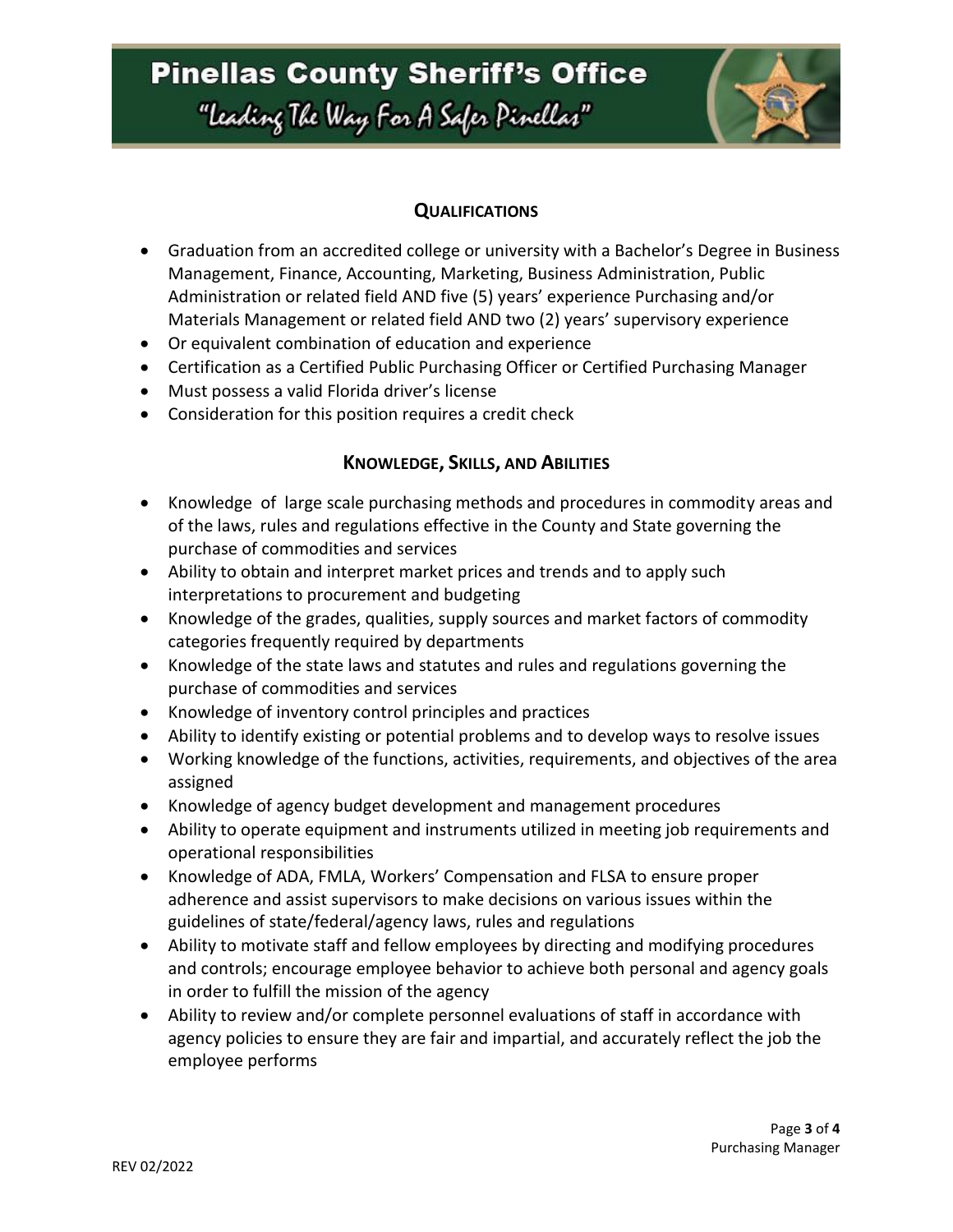## QUALIFICATIONS

- Graduation from an accredited college or university with a Bachelor's Degree in Business Management, Finance, Accounting, Marketing, Business Administration, Public Administration or related field AND five (5) years' experience Purchasing and/or Materials Management or related field AND two (2) years' supervisory experience
- Or equivalent combination of education and experience
- Certification as a Certified Public Purchasing Officer or Certified Purchasing Manager
- Must possess a valid Florida driver's license
- Consideration for this position requires a credit check

## KNOWLEDGE, SKILLS, AND ABILITIES

- Knowledge of large scale purchasing methods and procedures in commodity areas and of the laws, rules and regulations effective in the County and State governing the purchase of commodities and services
- Ability to obtain and interpret market prices and trends and to apply such interpretations to procurement and budgeting
- Knowledge of the grades, qualities, supply sources and market factors of commodity categories frequently required by departments
- Knowledge of the state laws and statutes and rules and regulations governing the purchase of commodities and services
- Knowledge of inventory control principles and practices
- Ability to identify existing or potential problems and to develop ways to resolve issues
- Working knowledge of the functions, activities, requirements, and objectives of the area assigned
- Knowledge of agency budget development and management procedures
- Ability to operate equipment and instruments utilized in meeting job requirements and operational responsibilities
- Knowledge of ADA, FMLA, Workers' Compensation and FLSA to ensure proper adherence and assist supervisors to make decisions on various issues within the guidelines of state/federal/agency laws, rules and regulations
- Ability to motivate staff and fellow employees by directing and modifying procedures and controls; encourage employee behavior to achieve both personal and agency goals in order to fulfill the mission of the agency
- Ability to review and/or complete personnel evaluations of staff in accordance with agency policies to ensure they are fair and impartial, and accurately reflect the job the employee performs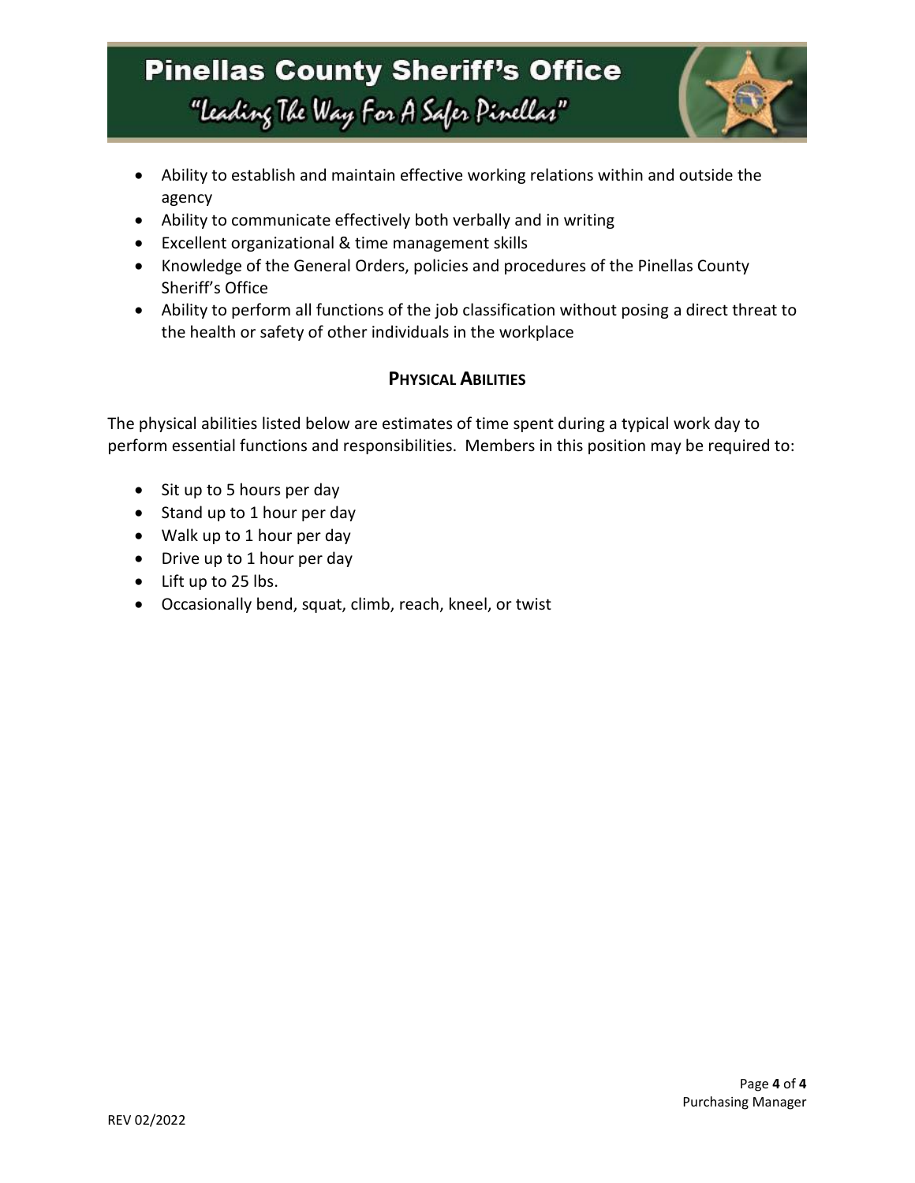- Ability to establish and maintain effective working relations within and outside the agency
- Ability to communicate effectively both verbally and in writing
- Excellent organizational & time management skills
- Knowledge of the General Orders, policies and procedures of the Pinellas County Sheriff's Office
- Ability to perform all functions of the job classification without posing a direct threat to the health or safety of other individuals in the workplace

## PHYSICAL ABILITIES

The physical abilities listed below are estimates of time spent during a typical work day to perform essential functions and responsibilities. Members in this position may be required to:

- Sit up to 5 hours per day
- Stand up to 1 hour per day
- Walk up to 1 hour per day
- Drive up to 1 hour per day
- Lift up to 25 lbs.
- Occasionally bend, squat, climb, reach, kneel, or twist

REV 02/2022